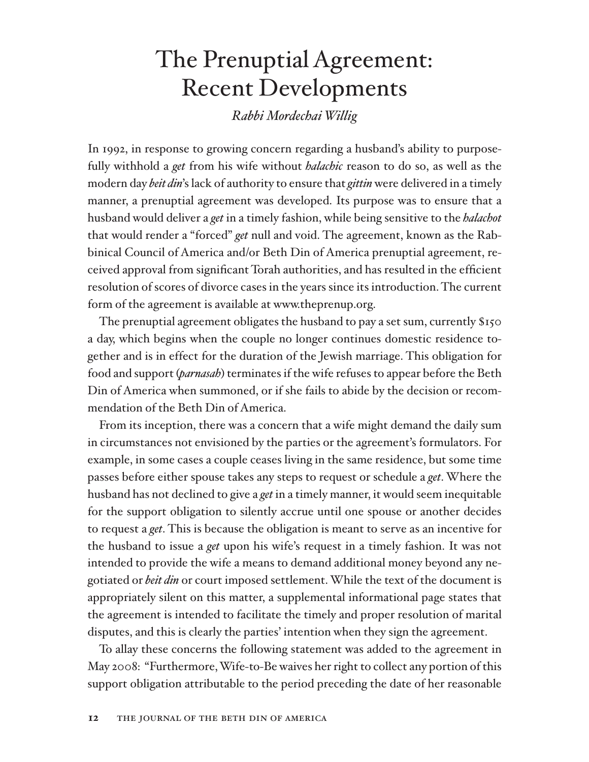# The Prenuptial Agreement: Recent Developments

*Rabbi Mordechai Willig*

In 1992, in response to growing concern regarding a husband's ability to purposefully withhold a *get* from his wife without *halachic* reason to do so, as well as the modern day *beit din*'s lack of authority to ensure that *gittin* were delivered in a timely manner, a prenuptial agreement was developed. Its purpose was to ensure that a husband would deliver a *get* in a timely fashion, while being sensitive to the *halachot* that would render a "forced" *get* null and void. The agreement, known as the Rabbinical Council of America and/or Beth Din of America prenuptial agreement, received approval from significant Torah authorities, and has resulted in the efficient resolution of scores of divorce cases in the years since its introduction. The current form of the agreement is available at www.theprenup.org.

The prenuptial agreement obligates the husband to pay a set sum, currently $150 a day, which begins when the couple no longer continues domestic residence together and is in effect for the duration of the Jewish marriage. This obligation for food and support (*parnasah*) terminates if the wife refuses to appear before the Beth Din of America when summoned, or if she fails to abide by the decision or recommendation of the Beth Din of America.

From its inception, there was a concern that a wife might demand the daily sum in circumstances not envisioned by the parties or the agreement's formulators. For example, in some cases a couple ceases living in the same residence, but some time passes before either spouse takes any steps to request or schedule a *get*. Where the husband has not declined to give a *get* in a timely manner, it would seem inequitable for the support obligation to silently accrue until one spouse or another decides to request a *get*. This is because the obligation is meant to serve as an incentive for the husband to issue a *get* upon his wife's request in a timely fashion. It was not intended to provide the wife a means to demand additional money beyond any negotiated or *beit din* or court imposed settlement. While the text of the document is appropriately silent on this matter, a supplemental informational page states that the agreement is intended to facilitate the timely and proper resolution of marital disputes, and this is clearly the parties' intention when they sign the agreement.

To allay these concerns the following statement was added to the agreement in May 2008: "Furthermore, Wife-to-Be waives her right to collect any portion of this support obligation attributable to the period preceding the date of her reasonable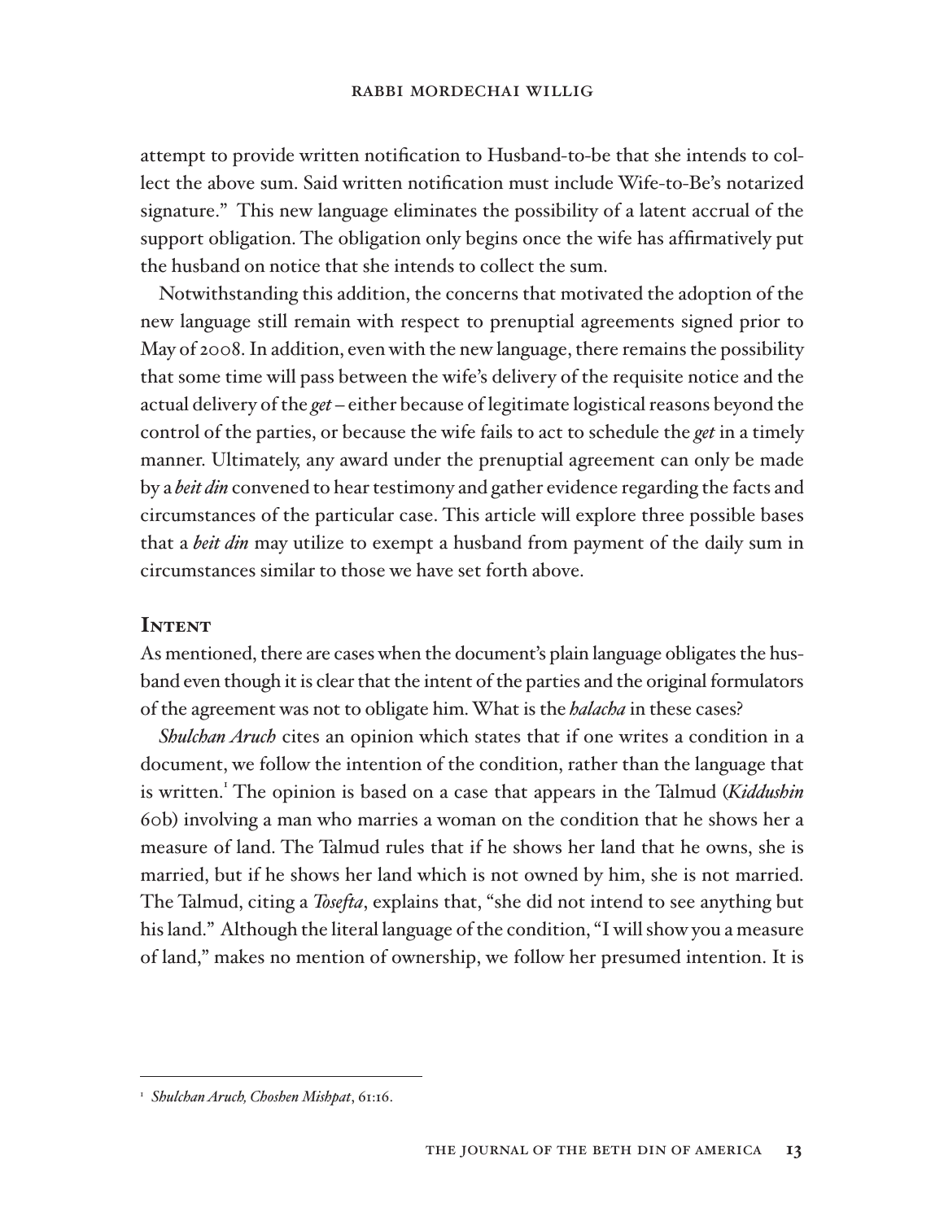attempt to provide written notification to Husband-to-be that she intends to collect the above sum. Said written notification must include Wife-to-Be's notarized signature." This new language eliminates the possibility of a latent accrual of the support obligation. The obligation only begins once the wife has affirmatively put the husband on notice that she intends to collect the sum.

Notwithstanding this addition, the concerns that motivated the adoption of the new language still remain with respect to prenuptial agreements signed prior to May of 2008. In addition, even with the new language, there remains the possibility that some time will pass between the wife's delivery of the requisite notice and the actual delivery of the *get* – either because of legitimate logistical reasons beyond the control of the parties, or because the wife fails to act to schedule the *get* in a timely manner. Ultimately, any award under the prenuptial agreement can only be made by a *beit din* convened to hear testimony and gather evidence regarding the facts and circumstances of the particular case. This article will explore three possible bases that a *beit din* may utilize to exempt a husband from payment of the daily sum in circumstances similar to those we have set forth above.

## Intent

As mentioned, there are cases when the document's plain language obligates the husband even though it is clear that the intent of the parties and the original formulators of the agreement was not to obligate him. What is the *halacha* in these cases?

*Shulchan Aruch* cites an opinion which states that if one writes a condition in a document, we follow the intention of the condition, rather than the language that is written.[1] The opinion is based on a case that appears in the Talmud (*Kiddushin* 60b) involving a man who marries a woman on the condition that he shows her a measure of land. The Talmud rules that if he shows her land that he owns, she is married, but if he shows her land which is not owned by him, she is not married. The Talmud, citing a *Tosefta*, explains that, "she did not intend to see anything but his land." Although the literal language of the condition, "I will show you a measure of land," makes no mention of ownership, we follow her presumed intention. It is

---

[1] *Shulchan Aruch, Choshen Mishpat*, 61:16.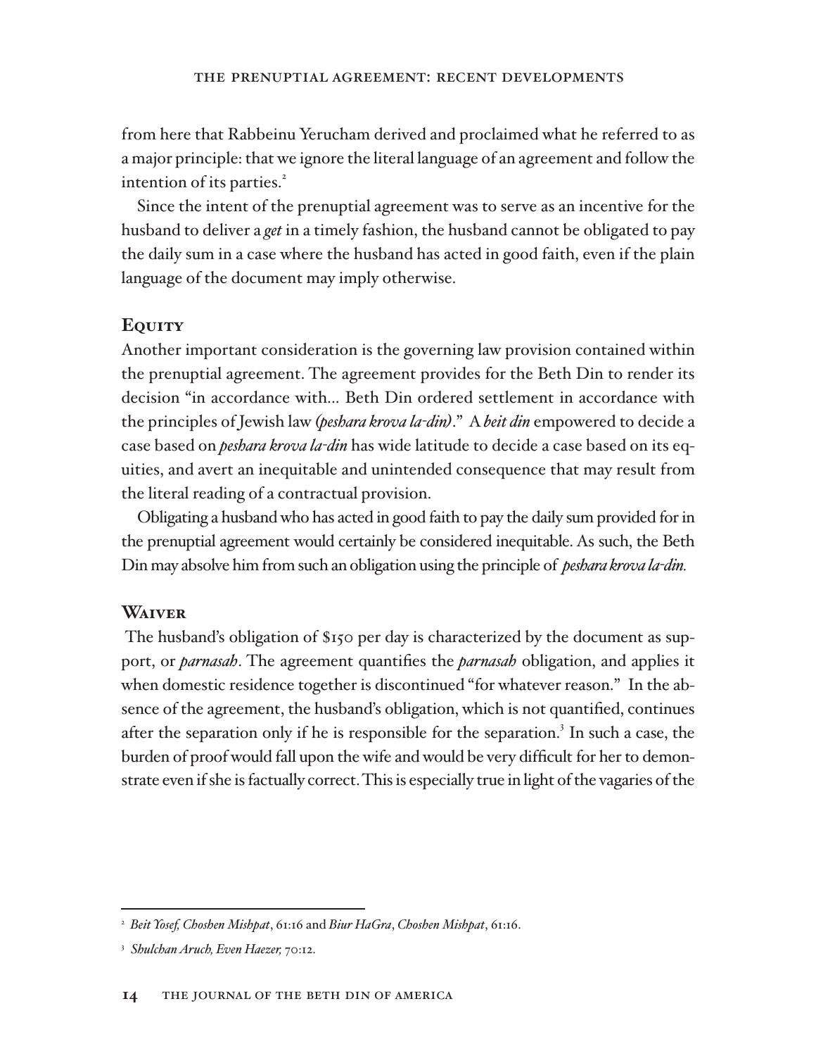from here that Rabbeinu Yerucham derived and proclaimed what he referred to as a major principle: that we ignore the literal language of an agreement and follow the intention of its parties.[2]

Since the intent of the prenuptial agreement was to serve as an incentive for the husband to deliver a *get* in a timely fashion, the husband cannot be obligated to pay the daily sum in a case where the husband has acted in good faith, even if the plain language of the document may imply otherwise.

## Equity

Another important consideration is the governing law provision contained within the prenuptial agreement. The agreement provides for the Beth Din to render its decision "in accordance with... Beth Din ordered settlement in accordance with the principles of Jewish law *(peshara krova la-din)*." A *beit din* empowered to decide a case based on *peshara krova la-din* has wide latitude to decide a case based on its equities, and avert an inequitable and unintended consequence that may result from the literal reading of a contractual provision.

Obligating a husband who has acted in good faith to pay the daily sum provided for in the prenuptial agreement would certainly be considered inequitable. As such, the Beth Din may absolve him from such an obligation using the principle of *peshara krova la-din.*

## Waiver

The husband's obligation of $150 per day is characterized by the document as support, or *parnasah*. The agreement quantifies the *parnasah* obligation, and applies it when domestic residence together is discontinued "for whatever reason." In the absence of the agreement, the husband's obligation, which is not quantified, continues after the separation only if he is responsible for the separation.[3] In such a case, the burden of proof would fall upon the wife and would be very difficult for her to demonstrate even if she is factually correct. This is especially true in light of the vagaries of the

---

[2] *Beit Yosef, Choshen Mishpat*, 61:16 and *Biur HaGra*, *Choshen Mishpat*, 61:16.

[3] *Shulchan Aruch, Even Haezer,* 70:12.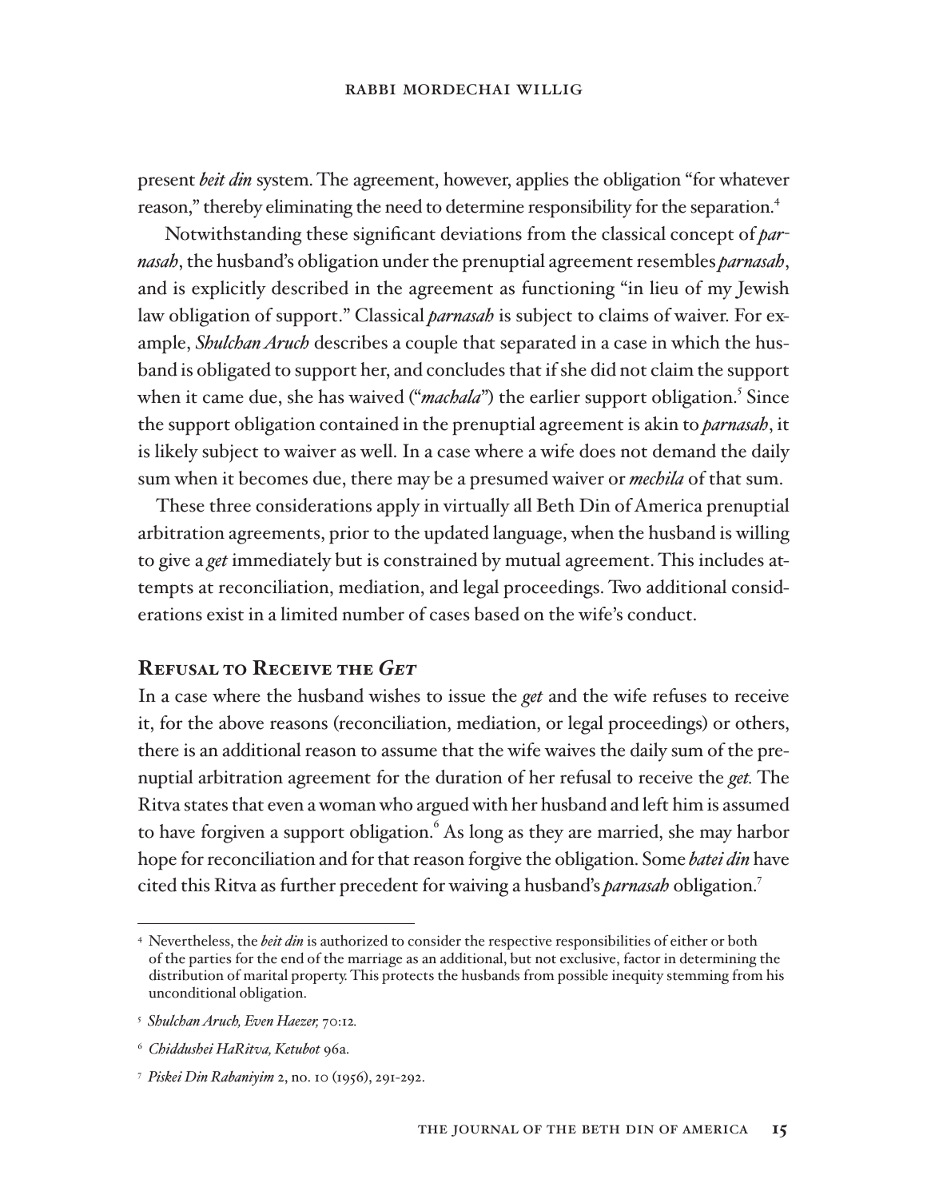present *beit din* system. The agreement, however, applies the obligation "for whatever reason," thereby eliminating the need to determine responsibility for the separation.[4]

Notwithstanding these significant deviations from the classical concept of *parnasah*, the husband's obligation under the prenuptial agreement resembles *parnasah*, and is explicitly described in the agreement as functioning "in lieu of my Jewish law obligation of support." Classical *parnasah* is subject to claims of waiver. For example, *Shulchan Aruch* describes a couple that separated in a case in which the husband is obligated to support her, and concludes that if she did not claim the support when it came due, she has waived ("*machala*") the earlier support obligation.[5] Since the support obligation contained in the prenuptial agreement is akin to *parnasah*, it is likely subject to waiver as well. In a case where a wife does not demand the daily sum when it becomes due, there may be a presumed waiver or *mechila* of that sum.

These three considerations apply in virtually all Beth Din of America prenuptial arbitration agreements, prior to the updated language, when the husband is willing to give a *get* immediately but is constrained by mutual agreement. This includes attempts at reconciliation, mediation, and legal proceedings. Two additional considerations exist in a limited number of cases based on the wife's conduct.

## Refusal to Receive the *Get*

In a case where the husband wishes to issue the *get* and the wife refuses to receive it, for the above reasons (reconciliation, mediation, or legal proceedings) or others, there is an additional reason to assume that the wife waives the daily sum of the prenuptial arbitration agreement for the duration of her refusal to receive the *get*. The Ritva states that even a woman who argued with her husband and left him is assumed to have forgiven a support obligation.[6] As long as they are married, she may harbor hope for reconciliation and for that reason forgive the obligation. Some *batei din* have cited this Ritva as further precedent for waiving a husband's *parnasah* obligation.[7]

---

[4] Nevertheless, the *beit din* is authorized to consider the respective responsibilities of either or both of the parties for the end of the marriage as an additional, but not exclusive, factor in determining the distribution of marital property. This protects the husbands from possible inequity stemming from his unconditional obligation.

[5] *Shulchan Aruch, Even Haezer,* 70:12.

[6] *Chiddushei HaRitva, Ketubot* 96a.

[7] *Piskei Din Rabaniyim* 2, no. 10 (1956), 291-292.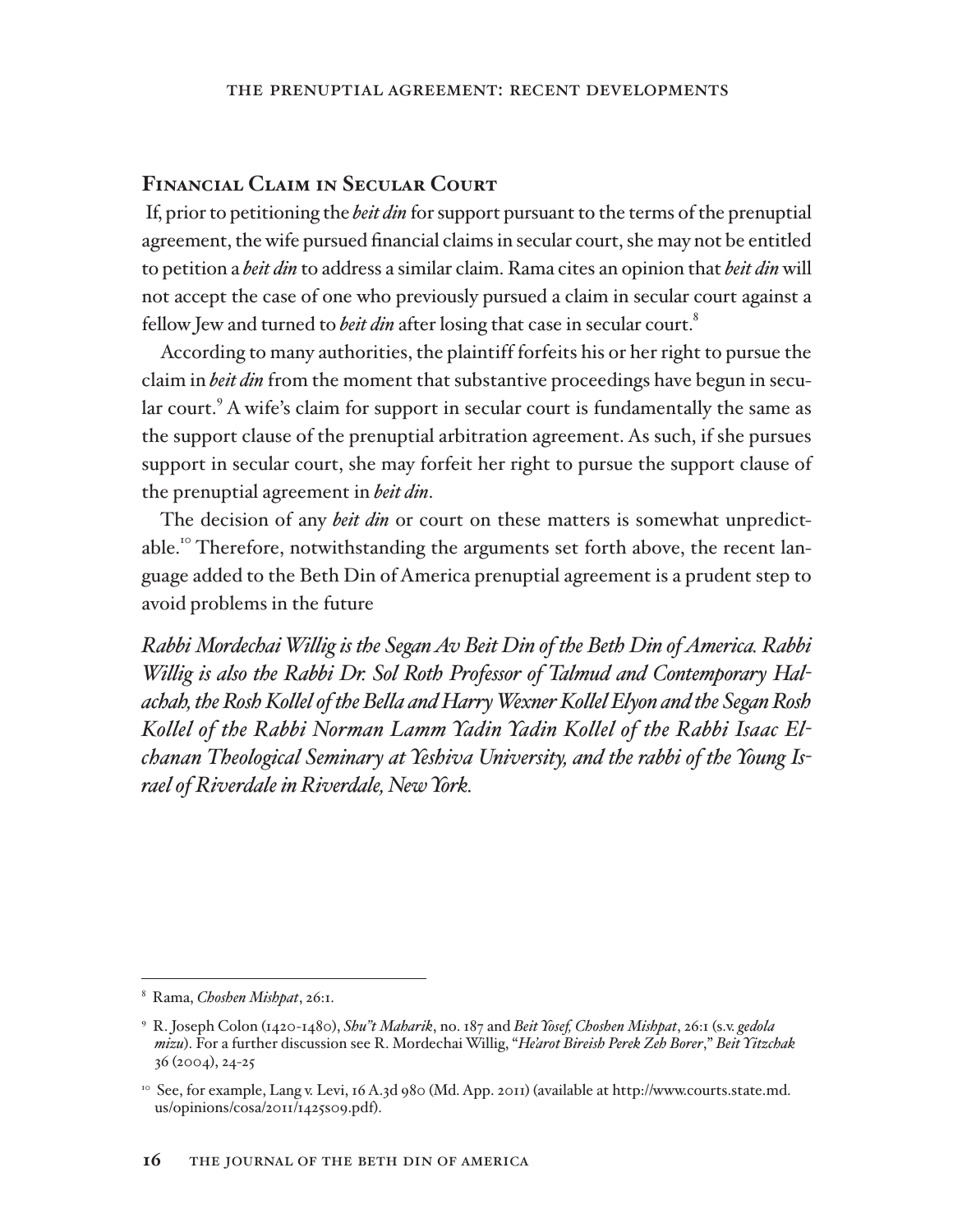## Financial Claim in Secular Court

If, prior to petitioning the *beit din* for support pursuant to the terms of the prenuptial agreement, the wife pursued financial claims in secular court, she may not be entitled to petition a *beit din* to address a similar claim. Rama cites an opinion that *beit din* will not accept the case of one who previously pursued a claim in secular court against a fellow Jew and turned to *beit din* after losing that case in secular court.[8]

According to many authorities, the plaintiff forfeits his or her right to pursue the claim in *beit din* from the moment that substantive proceedings have begun in secular court.[9] A wife's claim for support in secular court is fundamentally the same as the support clause of the prenuptial arbitration agreement. As such, if she pursues support in secular court, she may forfeit her right to pursue the support clause of the prenuptial agreement in *beit din*.

The decision of any *beit din* or court on these matters is somewhat unpredictable.[10] Therefore, notwithstanding the arguments set forth above, the recent language added to the Beth Din of America prenuptial agreement is a prudent step to avoid problems in the future

*Rabbi Mordechai Willig is the Segan Av Beit Din of the Beth Din of America. Rabbi Willig is also the Rabbi Dr. Sol Roth Professor of Talmud and Contemporary Halachah, the Rosh Kollel of the Bella and Harry Wexner Kollel Elyon and the Segan Rosh Kollel of the Rabbi Norman Lamm Yadin Yadin Kollel of the Rabbi Isaac Elchanan Theological Seminary at Yeshiva University, and the rabbi of the Young Israel of Riverdale in Riverdale, New York.*

---

[8] Rama, *Choshen Mishpat*, 26:1.

[9] R. Joseph Colon (1420-1480), *Shu"t Maharik*, no. 187 and *Beit Yosef, Choshen Mishpat*, 26:1 (s.v. *gedola mizu*). For a further discussion see R. Mordechai Willig, "*He'arot Bireish Perek Zeh Borer*," *Beit Yitzchak* 36 (2004), 24-25

[10] See, for example, Lang v. Levi, 16 A.3d 980 (Md. App. 2011) (available at http://www.courts.state.md.us/opinions/cosa/2011/1425s09.pdf).